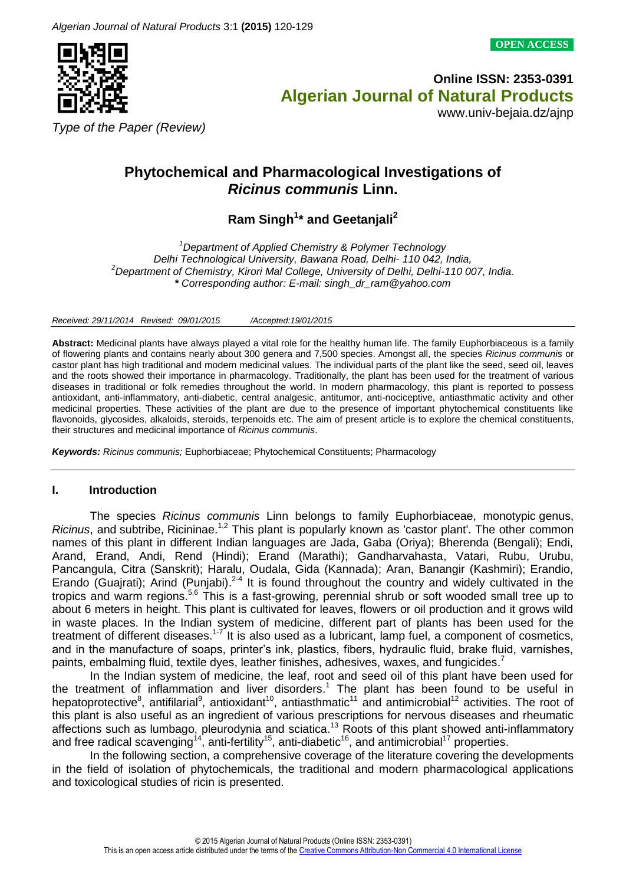*Type of the Paper (Review)*

# Phytochemical and Pharmacological Investigations of *Ricinus communis* Linn.

**Ram Singh[1]* and Geetanjali[2]**

[1]*Department of Applied Chemistry & Polymer Technology*
*Delhi Technological University, Bawana Road, Delhi- 110 042, India,*
[2]*Department of Chemistry, Kirori Mal College, University of Delhi, Delhi-110 007, India.*
*** *Corresponding author: E-mail: singh_dr_ram@yahoo.com*

*Received: 29/11/2014 Revised: 09/01/2015 /Accepted:19/01/2015*

**Abstract:** Medicinal plants have always played a vital role for the healthy human life. The family Euphorbiaceous is a family of flowering plants and contains nearly about 300 genera and 7,500 species. Amongst all, the species *Ricinus communis* or castor plant has high traditional and modern medicinal values. The individual parts of the plant like the seed, seed oil, leaves and the roots showed their importance in pharmacology. Traditionally, the plant has been used for the treatment of various diseases in traditional or folk remedies throughout the world. In modern pharmacology, this plant is reported to possess antioxidant, anti-inflammatory, anti-diabetic, central analgesic, antitumor, anti-nociceptive, antiasthmatic activity and other medicinal properties. These activities of the plant are due to the presence of important phytochemical constituents like flavonoids, glycosides, alkaloids, steroids, terpenoids etc. The aim of present article is to explore the chemical constituents, their structures and medicinal importance of *Ricinus communis*.

***Keywords:*** *Ricinus communis;* Euphorbiaceae; Phytochemical Constituents; Pharmacology

## I. Introduction

The species *Ricinus communis* Linn belongs to family Euphorbiaceae, monotypic genus, *Ricinus*, and subtribe, Ricininae.[1,2] This plant is popularly known as 'castor plant'. The other common names of this plant in different Indian languages are Jada, Gaba (Oriya); Bherenda (Bengali); Endi, Arand, Erand, Andi, Rend (Hindi); Erand (Marathi); Gandharvahasta, Vatari, Rubu, Urubu, Pancangula, Citra (Sanskrit); Haralu, Oudala, Gida (Kannada); Aran, Banangir (Kashmiri); Erandio, Erando (Guajrati); Arind (Punjabi).[2-4] It is found throughout the country and widely cultivated in the tropics and warm regions.[5,6] This is a fast-growing, perennial shrub or soft wooded small tree up to about 6 meters in height. This plant is cultivated for leaves, flowers or oil production and it grows wild in waste places. In the Indian system of medicine, different part of plants has been used for the treatment of different diseases.[1-7] It is also used as a lubricant, lamp fuel, a component of cosmetics, and in the manufacture of soaps, printer's ink, plastics, fibers, hydraulic fluid, brake fluid, varnishes, paints, embalming fluid, textile dyes, leather finishes, adhesives, waxes, and fungicides.[7]

In the Indian system of medicine, the leaf, root and seed oil of this plant have been used for the treatment of inflammation and liver disorders.[1] The plant has been found to be useful in hepatoprotective[8], antifilarial[9], antioxidant[10], antiasthmatic[11] and antimicrobial[12] activities. The root of this plant is also useful as an ingredient of various prescriptions for nervous diseases and rheumatic affections such as lumbago, pleurodynia and sciatica.[13] Roots of this plant showed anti-inflammatory and free radical scavenging[14], anti-fertility[15], anti-diabetic[16], and antimicrobial[17] properties.

In the following section, a comprehensive coverage of the literature covering the developments in the field of isolation of phytochemicals, the traditional and modern pharmacological applications and toxicological studies of ricin is presented.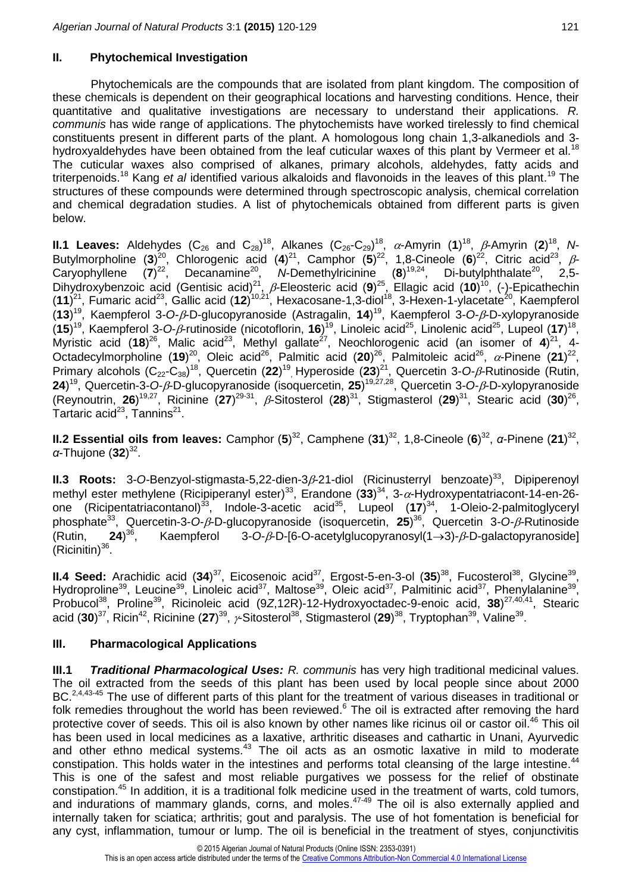## II. Phytochemical Investigation

Phytochemicals are the compounds that are isolated from plant kingdom. The composition of these chemicals is dependent on their geographical locations and harvesting conditions. Hence, their quantitative and qualitative investigations are necessary to understand their applications. *R. communis* has wide range of applications. The phytochemists have worked tirelessly to find chemical constituents present in different parts of the plant. A homologous long chain 1,3-alkanediols and 3-hydroxyaldehydes have been obtained from the leaf cuticular waxes of this plant by Vermeer et al.[18] The cuticular waxes also comprised of alkanes, primary alcohols, aldehydes, fatty acids and triterpenoids.[18] Kang *et al* identified various alkaloids and flavonoids in the leaves of this plant.[19] The structures of these compounds were determined through spectroscopic analysis, chemical correlation and chemical degradation studies. A list of phytochemicals obtained from different parts is given below.

**II.1 Leaves:** Aldehydes ($C_{26}$ and $C_{28}$)[18], Alkanes ($C_{26}$-$C_{29}$)[18], $\alpha$-Amyrin (**1**)[18], $\beta$-Amyrin (**2**)[18], *N*-Butylmorpholine (**3**)[20], Chlorogenic acid (**4**)[21], Camphor (**5**)[22], 1,8-Cineole (**6**)[22], Citric acid[23], $\beta$-Caryophyllene (**7**)[22], Decanamine[20], *N*-Demethylricinine (**8**)[19,24], Di-butylphthalate[20], 2,5-Dihydroxybenzoic acid (Gentisic acid)[21], $\beta$-Eleosteric acid (**9**)[25], Ellagic acid (**10**)[10], (-)-Epicathechin (**11**)[21], Fumaric acid[23], Gallic acid (**12**)[10,21], Hexacosane-1,3-diol[18], 3-Hexen-1-ylacetate[20], Kaempferol (**13**)[19], Kaempferol 3-*O*-$\beta$-D-glucopyranoside (Astragalin, **14**)[19], Kaempferol 3-*O*-$\beta$-D-xylopyranoside (**15**)[19], Kaempferol 3-*O*-$\beta$-rutinoside (nicotoflorin, **16**)[19], Linoleic acid[25], Linolenic acid[25], Lupeol (**17**)[18], Myristic acid (**18**)[26], Malic acid[23], Methyl gallate[27], Neochlorogenic acid (an isomer of **4**)[21], 4-Octadecylmorpholine (**19**)[20], Oleic acid[26], Palmitic acid (**20**)[26], Palmitoleic acid[26], $\alpha$-Pinene (**21**)[22], Primary alcohols ($C_{22}$-$C_{38}$)[18], Quercetin (**22**)[19], Hyperoside (**23**)[21], Quercetin 3-*O*-$\beta$-Rutinoside (Rutin, **24**)[19], Quercetin-3-*O*-$\beta$-D-glucopyranoside (isoquercetin, **25**)[19,27,28], Quercetin 3-*O*-$\beta$-D-xylopyranoside (Reynoutrin, **26**)[19,27], Ricinine (**27**)[29-31], $\beta$-Sitosterol (**28**)[31], Stigmasterol (**29**)[31], Stearic acid (**30**)[26], Tartaric acid[23], Tannins[21].

**II.2 Essential oils from leaves:** Camphor (**5**)[32], Camphene (**31**)[32], 1,8-Cineole (**6**)[32], *α*-Pinene (**21**)[32], *α*-Thujone (**32**)[32].

**II.3 Roots:** 3-*O*-Benzyol-stigmasta-5,22-dien-3$\beta$-21-diol (Ricinusterryl benzoate)[33], Dipiperenoyl methyl ester methylene (Ricipiperanyl ester)[33], Erandone (**33**)[34], 3-$\alpha$-Hydroxypentatriacont-14-en-26-one (Ricipentatriacontanol)[33], Indole-3-acetic acid[35], Lupeol (**17**)[34], 1-Oleio-2-palmitoglyceryl phosphate[33], Quercetin-3-*O*-$\beta$-D-glucopyranoside (isoquercetin, **25**)[36], Quercetin 3-*O*-$\beta$-Rutinoside (Rutin, **24**)[36], Kaempferol 3-*O*-$\beta$-D-[6-O-acetylglucopyranosyl(1$\rightarrow$3)-$\beta$-D-galactopyranoside] (Ricinitin)[36].

**II.4 Seed:** Arachidic acid (**34**)[37], Eicosenoic acid[37], Ergost-5-en-3-ol (**35**)[38], Fucosterol[38], Glycine[39], Hydroproline[39], Leucine[39], Linoleic acid[37], Maltose[39], Oleic acid[37], Palmitinic acid[37], Phenylalanine[39], Probucol[38], Proline[39], Ricinoleic acid (9*Z*,12R)-12-Hydroxyoctadec-9-enoic acid, **38**)[27,40,41], Stearic acid (**30**)[37], Ricin[42], Ricinine (**27**)[39], $\gamma$-Sitosterol[38], Stigmasterol (**29**)[38], Tryptophan[39], Valine[39].

## III. Pharmacological Applications

**III.1 *Traditional Pharmacological Uses:*** *R. communis* has very high traditional medicinal values. The oil extracted from the seeds of this plant has been used by local people since about 2000 BC.[2,4,43-45] The use of different parts of this plant for the treatment of various diseases in traditional or folk remedies throughout the world has been reviewed.[6] The oil is extracted after removing the hard protective cover of seeds. This oil is also known by other names like ricinus oil or castor oil.[46] This oil has been used in local medicines as a laxative, arthritic diseases and cathartic in Unani, Ayurvedic and other ethno medical systems.[43] The oil acts as an osmotic laxative in mild to moderate constipation. This holds water in the intestines and performs total cleansing of the large intestine.[44] This is one of the safest and most reliable purgatives we possess for the relief of obstinate constipation.[45] In addition, it is a traditional folk medicine used in the treatment of warts, cold tumors, and indurations of mammary glands, corns, and moles.[47-49] The oil is also externally applied and internally taken for sciatica; arthritis; gout and paralysis. The use of hot fomentation is beneficial for any cyst, inflammation, tumour or lump. The oil is beneficial in the treatment of styes, conjunctivitis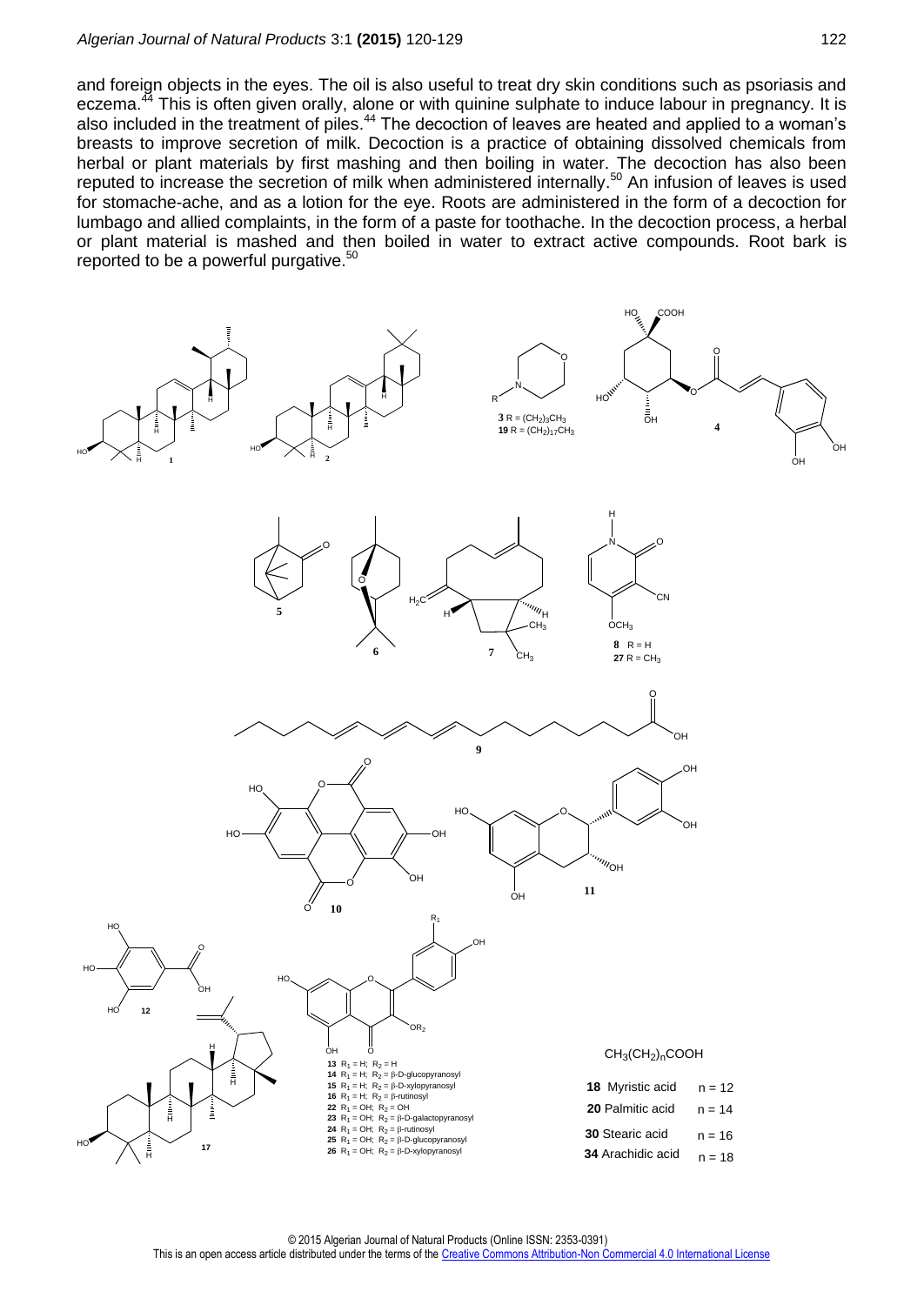and foreign objects in the eyes. The oil is also useful to treat dry skin conditions such as psoriasis and eczema.[44] This is often given orally, alone or with quinine sulphate to induce labour in pregnancy. It is also included in the treatment of piles.[44] The decoction of leaves are heated and applied to a woman's breasts to improve secretion of milk. Decoction is a practice of obtaining dissolved chemicals from herbal or plant materials by first mashing and then boiling in water. The decoction has also been reputed to increase the secretion of milk when administered internally.[50] An infusion of leaves is used for stomache-ache, and as a lotion for the eye. Roots are administered in the form of a decoction for lumbago and allied complaints, in the form of a paste for toothache. In the decoction process, a herbal or plant material is mashed and then boiled in water to extract active compounds. Root bark is reported to be a powerful purgative.[50]

**3** R = $(CH_2)_3CH_3$
**19** R = $(CH_2)_{17}CH_3$

**8** R = H
**27** R = $CH_3$

**13** $R_1$ = H; $R_2$ = H
**14** $R_1$ = H; $R_2$ = β-D-glucopyranosyl
**15** $R_1$ = H; $R_2$ = β-D-xylopyranosyl
**16** $R_1$ = H; $R_2$ = β-rutinosyl
**22** $R_1$ = OH; $R_2$ = OH
**23** $R_1$ = OH; $R_2$ = β-D-galactopyranosyl
**24** $R_1$ = OH; $R_2$ = β-rutinosyl
**25** $R_1$ = OH; $R_2$ = β-D-glucopyranosyl
**26** $R_1$ = OH; $R_2$ = β-D-xylopyranosyl

$CH_3(CH_2)_nCOOH$

| | |
|---|---|
| **18** Myristic acid | n = 12 |
| **20** Palmitic acid | n = 14 |
| **30** Stearic acid | n = 16 |
| **34** Arachidic acid | n = 18 |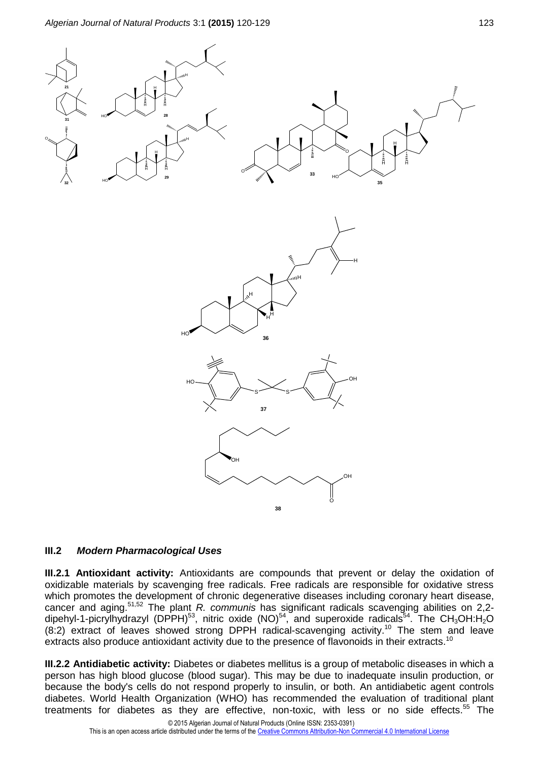## III.2 *Modern Pharmacological Uses*

**III.2.1 Antioxidant activity:** Antioxidants are compounds that prevent or delay the oxidation of oxidizable materials by scavenging free radicals. Free radicals are responsible for oxidative stress which promotes the development of chronic degenerative diseases including coronary heart disease, cancer and aging.[51,52] The plant *R. communis* has significant radicals scavenging abilities on 2,2-dipehyl-1-picrylhydrazyl (DPPH)[53], nitric oxide (NO)[54], and superoxide radicals[54]. The $CH_3OH$:$H_2O$ (8:2) extract of leaves showed strong DPPH radical-scavenging activity.[10] The stem and leave extracts also produce antioxidant activity due to the presence of flavonoids in their extracts.[10]

**III.2.2 Antidiabetic activity:** Diabetes or diabetes mellitus is a group of metabolic diseases in which a person has high blood glucose (blood sugar). This may be due to inadequate insulin production, or because the body's cells do not respond properly to insulin, or both. An antidiabetic agent controls diabetes. World Health Organization (WHO) has recommended the evaluation of traditional plant treatments for diabetes as they are effective, non-toxic, with less or no side effects.[55] The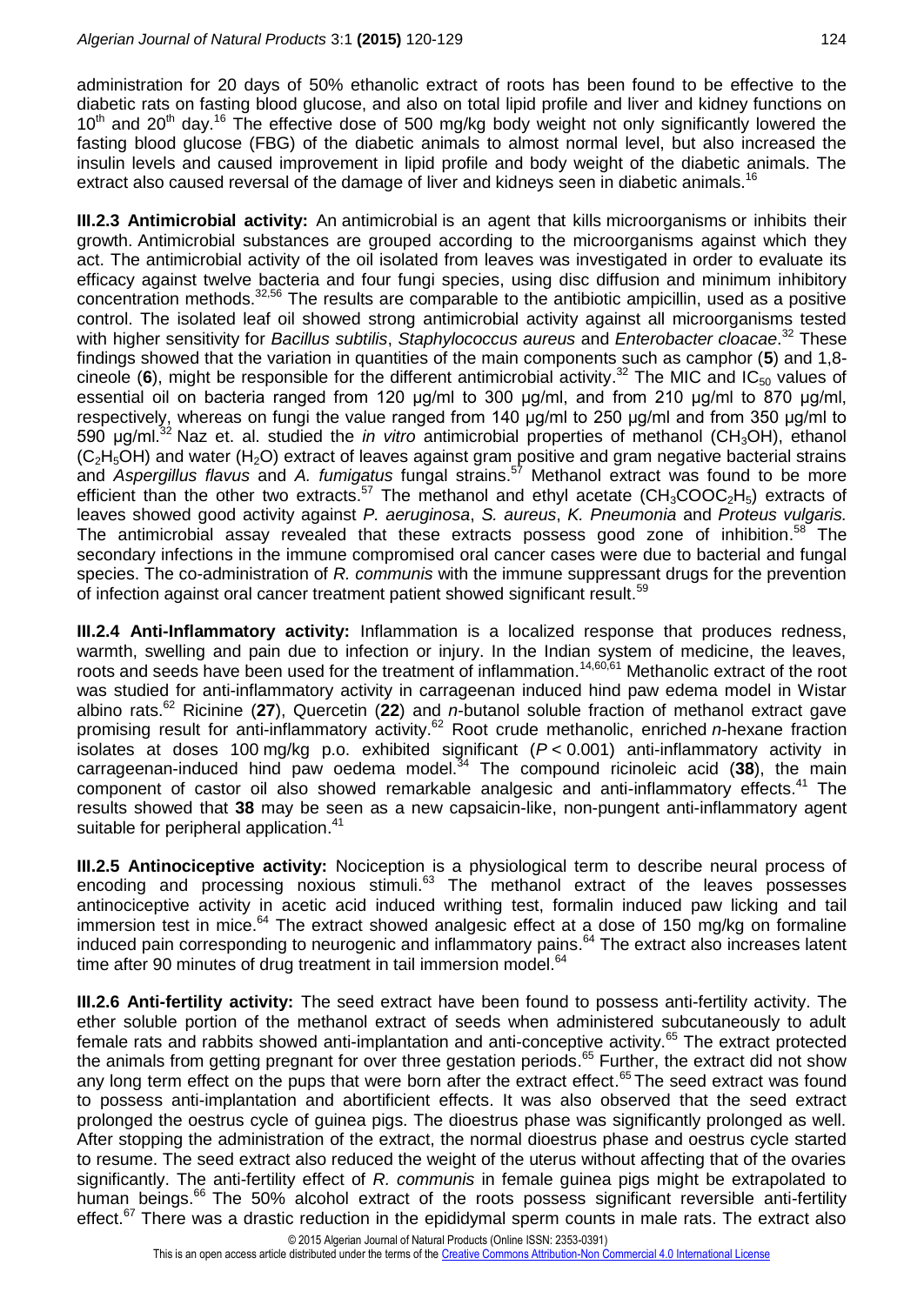administration for 20 days of 50% ethanolic extract of roots has been found to be effective to the diabetic rats on fasting blood glucose, and also on total lipid profile and liver and kidney functions on $10^{th}$ and $20^{th}$ day.[16] The effective dose of 500 mg/kg body weight not only significantly lowered the fasting blood glucose (FBG) of the diabetic animals to almost normal level, but also increased the insulin levels and caused improvement in lipid profile and body weight of the diabetic animals. The extract also caused reversal of the damage of liver and kidneys seen in diabetic animals.[16]

**III.2.3 Antimicrobial activity:** An antimicrobial is an agent that kills microorganisms or inhibits their growth. Antimicrobial substances are grouped according to the microorganisms against which they act. The antimicrobial activity of the oil isolated from leaves was investigated in order to evaluate its efficacy against twelve bacteria and four fungi species, using disc diffusion and minimum inhibitory concentration methods.[32,56] The results are comparable to the antibiotic ampicillin, used as a positive control. The isolated leaf oil showed strong antimicrobial activity against all microorganisms tested with higher sensitivity for *Bacillus subtilis*, *Staphylococcus aureus* and *Enterobacter cloacae*.[32] These findings showed that the variation in quantities of the main components such as camphor (**5**) and 1,8-cineole (**6**), might be responsible for the different antimicrobial activity.[32] The MIC and $IC_{50}$ values of essential oil on bacteria ranged from 120 µg/ml to 300 µg/ml, and from 210 µg/ml to 870 µg/ml, respectively, whereas on fungi the value ranged from 140 µg/ml to 250 µg/ml and from 350 µg/ml to 590 µg/ml.[32] Naz et. al. studied the *in vitro* antimicrobial properties of methanol ($CH_3OH$), ethanol ($C_2H_5OH$) and water ($H_2O$) extract of leaves against gram positive and gram negative bacterial strains and *Aspergillus flavus* and *A. fumigatus* fungal strains.[57] Methanol extract was found to be more efficient than the other two extracts.[57] The methanol and ethyl acetate ($CH_3COOC_2H_5$) extracts of leaves showed good activity against *P. aeruginosa*, *S. aureus*, *K. Pneumonia* and *Proteus vulgaris.* The antimicrobial assay revealed that these extracts possess good zone of inhibition.[58] The secondary infections in the immune compromised oral cancer cases were due to bacterial and fungal species. The co-administration of *R. communis* with the immune suppressant drugs for the prevention of infection against oral cancer treatment patient showed significant result.[59]

**III.2.4 Anti-Inflammatory activity:** Inflammation is a localized response that produces redness, warmth, swelling and pain due to infection or injury. In the Indian system of medicine, the leaves, roots and seeds have been used for the treatment of inflammation.[14,60,61] Methanolic extract of the root was studied for anti-inflammatory activity in carrageenan induced hind paw edema model in Wistar albino rats.[62] Ricinine (**27**), Quercetin (**22**) and *n*-butanol soluble fraction of methanol extract gave promising result for anti-inflammatory activity.[62] Root crude methanolic, enriched *n*-hexane fraction isolates at doses 100 mg/kg p.o. exhibited significant ($P < 0.001$) anti-inflammatory activity in carrageenan-induced hind paw oedema model.[34] The compound ricinoleic acid (**38**), the main component of castor oil also showed remarkable analgesic and anti-inflammatory effects.[41] The results showed that **38** may be seen as a new capsaicin-like, non-pungent anti-inflammatory agent suitable for peripheral application.[41]

**III.2.5 Antinociceptive activity:** Nociception is a physiological term to describe neural process of encoding and processing noxious stimuli.[63] The methanol extract of the leaves possesses antinociceptive activity in acetic acid induced writhing test, formalin induced paw licking and tail immersion test in mice.[64] The extract showed analgesic effect at a dose of 150 mg/kg on formaline induced pain corresponding to neurogenic and inflammatory pains.[64] The extract also increases latent time after 90 minutes of drug treatment in tail immersion model.[64]

**III.2.6 Anti-fertility activity:** The seed extract have been found to possess anti-fertility activity. The ether soluble portion of the methanol extract of seeds when administered subcutaneously to adult female rats and rabbits showed anti-implantation and anti-conceptive activity.[65] The extract protected the animals from getting pregnant for over three gestation periods.[65] Further, the extract did not show any long term effect on the pups that were born after the extract effect.[65] The seed extract was found to possess anti-implantation and abortificient effects. It was also observed that the seed extract prolonged the oestrus cycle of guinea pigs. The dioestrus phase was significantly prolonged as well. After stopping the administration of the extract, the normal dioestrus phase and oestrus cycle started to resume. The seed extract also reduced the weight of the uterus without affecting that of the ovaries significantly. The anti-fertility effect of *R. communis* in female guinea pigs might be extrapolated to human beings.[66] The 50% alcohol extract of the roots possess significant reversible anti-fertility effect.[67] There was a drastic reduction in the epididymal sperm counts in male rats. The extract also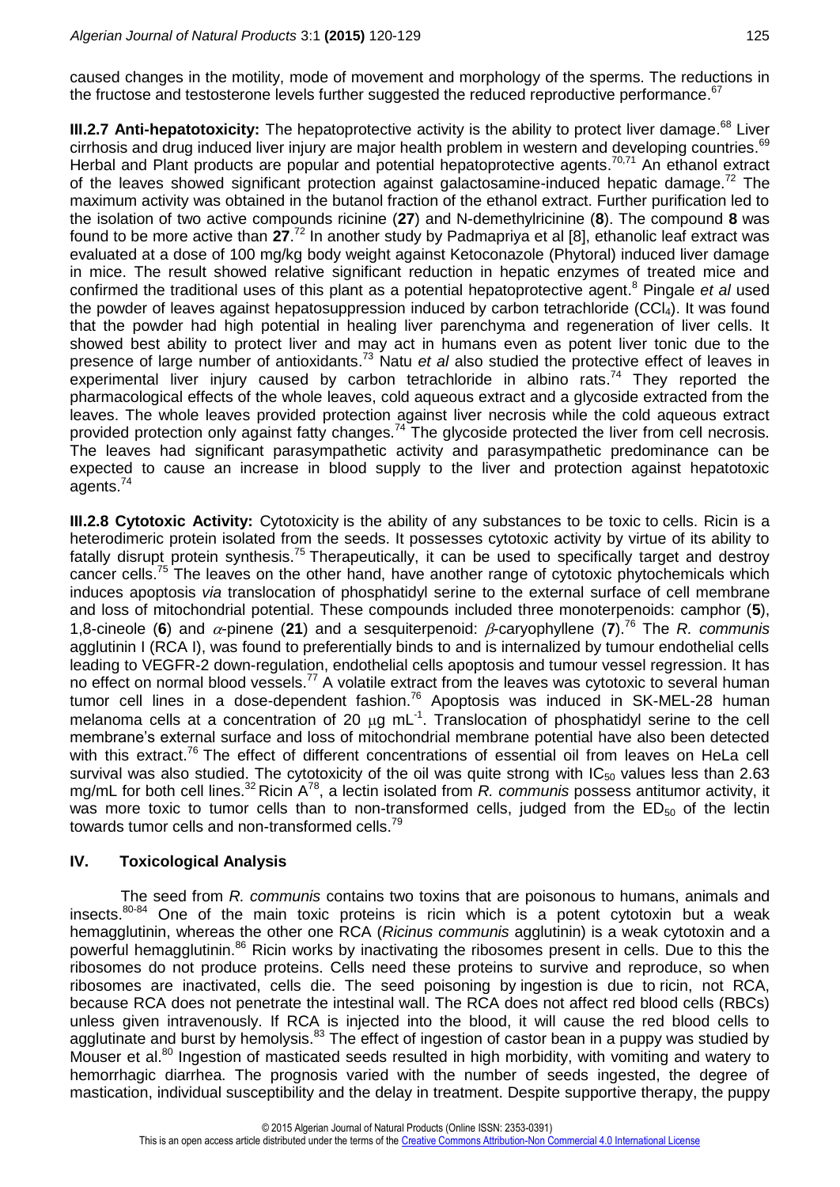caused changes in the motility, mode of movement and morphology of the sperms. The reductions in the fructose and testosterone levels further suggested the reduced reproductive performance.[67]

**III.2.7 Anti-hepatotoxicity:** The hepatoprotective activity is the ability to protect liver damage.[68] Liver cirrhosis and drug induced liver injury are major health problem in western and developing countries.[69] Herbal and Plant products are popular and potential hepatoprotective agents.[70,71] An ethanol extract of the leaves showed significant protection against galactosamine-induced hepatic damage.[72] The maximum activity was obtained in the butanol fraction of the ethanol extract. Further purification led to the isolation of two active compounds ricinine (**27**) and N-demethylricinine (**8**). The compound **8** was found to be more active than **27**.[72] In another study by Padmapriya et al [8], ethanolic leaf extract was evaluated at a dose of 100 mg/kg body weight against Ketoconazole (Phytoral) induced liver damage in mice. The result showed relative significant reduction in hepatic enzymes of treated mice and confirmed the traditional uses of this plant as a potential hepatoprotective agent.[8] Pingale *et al* used the powder of leaves against hepatosuppression induced by carbon tetrachloride ($CCl_4$). It was found that the powder had high potential in healing liver parenchyma and regeneration of liver cells. It showed best ability to protect liver and may act in humans even as potent liver tonic due to the presence of large number of antioxidants.[73] Natu *et al* also studied the protective effect of leaves in experimental liver injury caused by carbon tetrachloride in albino rats.[74] They reported the pharmacological effects of the whole leaves, cold aqueous extract and a glycoside extracted from the leaves. The whole leaves provided protection against liver necrosis while the cold aqueous extract provided protection only against fatty changes.[74] The glycoside protected the liver from cell necrosis. The leaves had significant parasympathetic activity and parasympathetic predominance can be expected to cause an increase in blood supply to the liver and protection against hepatotoxic agents.[74]

**III.2.8 Cytotoxic Activity:** Cytotoxicity is the ability of any substances to be toxic to cells. Ricin is a heterodimeric protein isolated from the seeds. It possesses cytotoxic activity by virtue of its ability to fatally disrupt protein synthesis.[75] Therapeutically, it can be used to specifically target and destroy cancer cells.[75] The leaves on the other hand, have another range of cytotoxic phytochemicals which induces apoptosis *via* translocation of phosphatidyl serine to the external surface of cell membrane and loss of mitochondrial potential. These compounds included three monoterpenoids: camphor (**5**), 1,8-cineole (**6**) and $\alpha$-pinene (**21**) and a sesquiterpenoid: $\beta$-caryophyllene (**7**).[76] The *R. communis* agglutinin I (RCA I), was found to preferentially binds to and is internalized by tumour endothelial cells leading to VEGFR-2 down-regulation, endothelial cells apoptosis and tumour vessel regression. It has no effect on normal blood vessels.[77] A volatile extract from the leaves was cytotoxic to several human tumor cell lines in a dose-dependent fashion.[76] Apoptosis was induced in SK-MEL-28 human melanoma cells at a concentration of 20 $\mu$g $mL^{-1}$. Translocation of phosphatidyl serine to the cell membrane's external surface and loss of mitochondrial membrane potential have also been detected with this extract.[76] The effect of different concentrations of essential oil from leaves on HeLa cell survival was also studied. The cytotoxicity of the oil was quite strong with $IC_{50}$ values less than 2.63 mg/mL for both cell lines.[32] Ricin A[78], a lectin isolated from *R. communis* possess antitumor activity, it was more toxic to tumor cells than to non-transformed cells, judged from the $ED_{50}$ of the lectin towards tumor cells and non-transformed cells.[79]

## IV. Toxicological Analysis

The seed from *R. communis* contains two toxins that are poisonous to humans, animals and insects.[80-84] One of the main toxic proteins is ricin which is a potent cytotoxin but a weak hemagglutinin, whereas the other one RCA (*Ricinus communis* agglutinin) is a weak cytotoxin and a powerful hemagglutinin.[86] Ricin works by inactivating the ribosomes present in cells. Due to this the ribosomes do not produce proteins. Cells need these proteins to survive and reproduce, so when ribosomes are inactivated, cells die. The seed poisoning by ingestion is due to ricin, not RCA, because RCA does not penetrate the intestinal wall. The RCA does not affect red blood cells (RBCs) unless given intravenously. If RCA is injected into the blood, it will cause the red blood cells to agglutinate and burst by hemolysis.[83] The effect of ingestion of castor bean in a puppy was studied by Mouser et al.[80] Ingestion of masticated seeds resulted in high morbidity, with vomiting and watery to hemorrhagic diarrhea. The prognosis varied with the number of seeds ingested, the degree of mastication, individual susceptibility and the delay in treatment. Despite supportive therapy, the puppy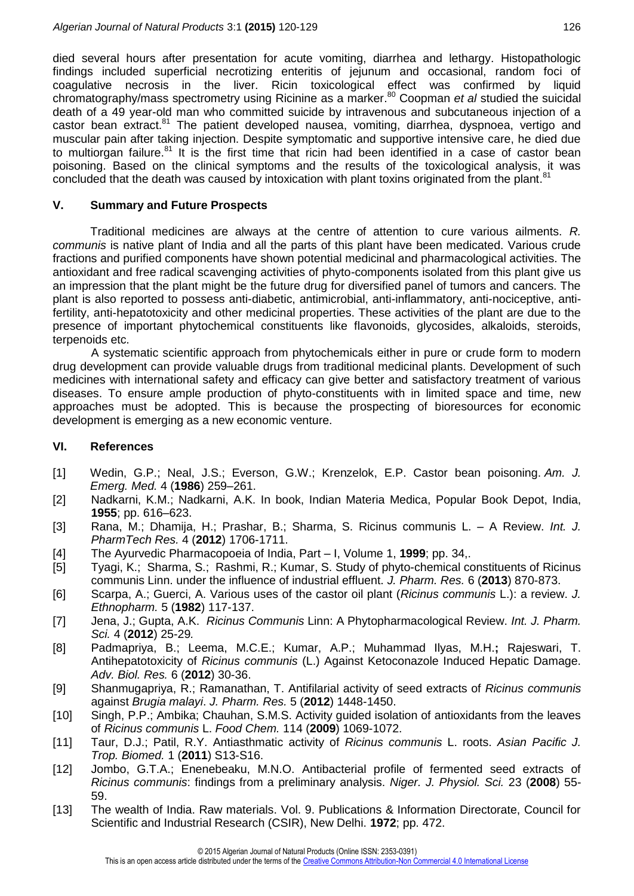died several hours after presentation for acute vomiting, diarrhea and lethargy. Histopathologic findings included superficial necrotizing enteritis of jejunum and occasional, random foci of coagulative necrosis in the liver. Ricin toxicological effect was confirmed by liquid chromatography/mass spectrometry using Ricinine as a marker.[80] Coopman *et al* studied the suicidal death of a 49 year-old man who committed suicide by intravenous and subcutaneous injection of a castor bean extract.[81] The patient developed nausea, vomiting, diarrhea, dyspnoea, vertigo and muscular pain after taking injection. Despite symptomatic and supportive intensive care, he died due to multiorgan failure.[81] It is the first time that ricin had been identified in a case of castor bean poisoning. Based on the clinical symptoms and the results of the toxicological analysis, it was concluded that the death was caused by intoxication with plant toxins originated from the plant.[81]

## V. Summary and Future Prospects

Traditional medicines are always at the centre of attention to cure various ailments. *R. communis* is native plant of India and all the parts of this plant have been medicated. Various crude fractions and purified components have shown potential medicinal and pharmacological activities. The antioxidant and free radical scavenging activities of phyto-components isolated from this plant give us an impression that the plant might be the future drug for diversified panel of tumors and cancers. The plant is also reported to possess anti-diabetic, antimicrobial, anti-inflammatory, anti-nociceptive, anti-fertility, anti-hepatotoxicity and other medicinal properties. These activities of the plant are due to the presence of important phytochemical constituents like flavonoids, glycosides, alkaloids, steroids, terpenoids etc.

A systematic scientific approach from phytochemicals either in pure or crude form to modern drug development can provide valuable drugs from traditional medicinal plants. Development of such medicines with international safety and efficacy can give better and satisfactory treatment of various diseases. To ensure ample production of phyto-constituents with in limited space and time, new approaches must be adopted. This is because the prospecting of bioresources for economic development is emerging as a new economic venture.

## VI. References

[1] Wedin, G.P.; Neal, J.S.; Everson, G.W.; Krenzelok, E.P. Castor bean poisoning. *Am. J. Emerg. Med.* 4 (**1986**) 259–261.

[2] Nadkarni, K.M.; Nadkarni, A.K. In book, Indian Materia Medica, Popular Book Depot, India, **1955**; pp. 616–623.

[3] Rana, M.; Dhamija, H.; Prashar, B.; Sharma, S. Ricinus communis L. – A Review. *Int. J. PharmTech Res.* 4 (**2012**) 1706-1711.

[4] The Ayurvedic Pharmacopoeia of India, Part – I, Volume 1, **1999**; pp. 34,.

[5] Tyagi, K.; Sharma, S.; Rashmi, R.; Kumar, S. Study of phyto-chemical constituents of Ricinus communis Linn. under the influence of industrial effluent. *J. Pharm. Res.* 6 (**2013**) 870-873.

[6] Scarpa, A.; Guerci, A. Various uses of the castor oil plant (*Ricinus communis* L.): a review. *J. Ethnopharm.* 5 (**1982**) 117-137.

[7] Jena, J.; Gupta, A.K. *Ricinus Communis* Linn: A Phytopharmacological Review. *Int. J. Pharm. Sci.* 4 (**2012**) 25-29*.*

[8] Padmapriya, B.; Leema, M.C.E.; Kumar, A.P.; Muhammad Ilyas, M.H.**;** Rajeswari, T. Antihepatotoxicity of *Ricinus communis* (L.) Against Ketoconazole Induced Hepatic Damage. *Adv. Biol. Res.* 6 (**2012**) 30-36.

[9] Shanmugapriya, R.; Ramanathan, T. Antifilarial activity of seed extracts of *Ricinus communis* against *Brugia malayi*. *J. Pharm. Res.* 5 (**2012**) 1448-1450.

[10] Singh, P.P.; Ambika; Chauhan, S.M.S. Activity guided isolation of antioxidants from the leaves of *Ricinus communis* L. *Food Chem.* 114 (**2009**) 1069-1072.

[11] Taur, D.J.; Patil, R.Y. Antiasthmatic activity of *Ricinus communis* L. roots. *Asian Pacific J. Trop. Biomed.* 1 (**2011**) S13-S16.

[12] Jombo, G.T.A.; Enenebeaku, M.N.O. Antibacterial profile of fermented seed extracts of *Ricinus communis*: findings from a preliminary analysis. *Niger. J. Physiol. Sci.* 23 (**2008**) 55-59.

[13] The wealth of India. Raw materials. Vol. 9. Publications & Information Directorate, Council for Scientific and Industrial Research (CSIR), New Delhi. **1972**; pp. 472.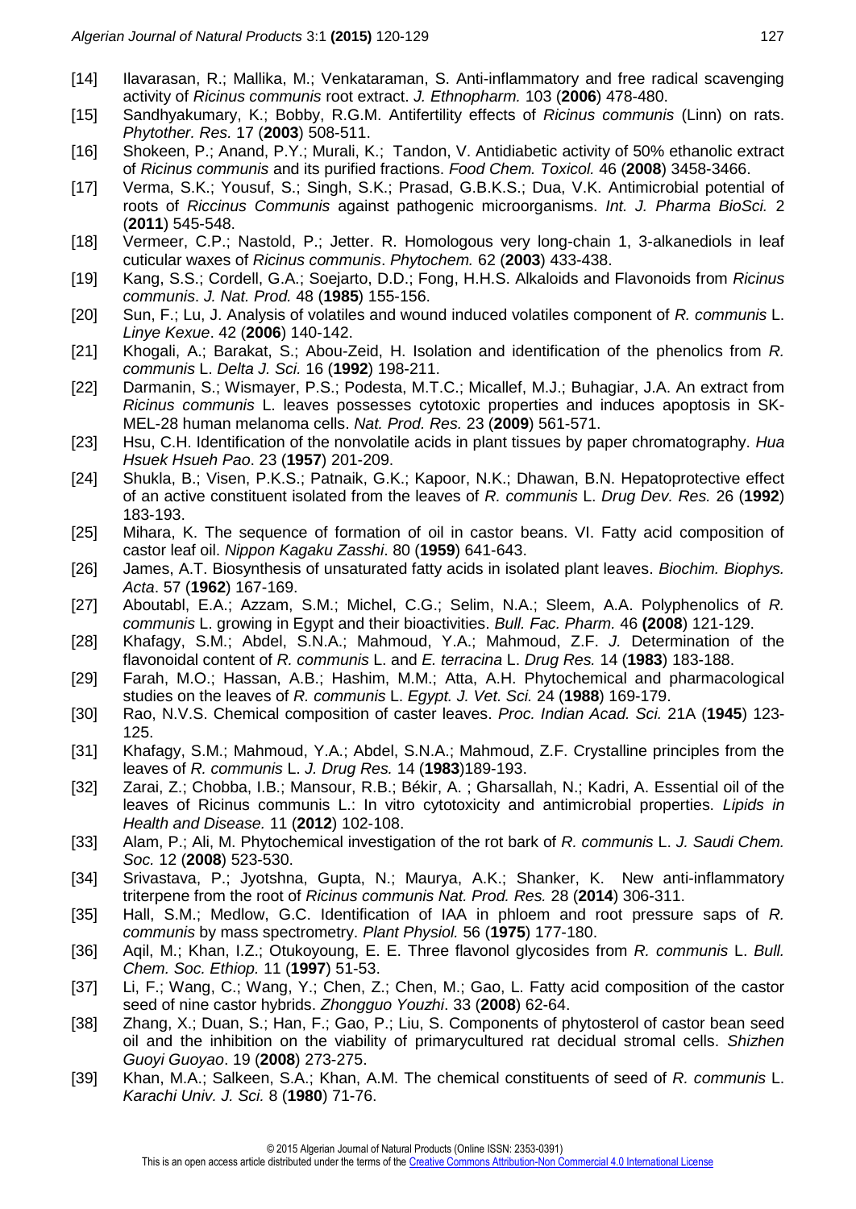[14] Ilavarasan, R.; Mallika, M.; Venkataraman, S. Anti-inflammatory and free radical scavenging activity of *Ricinus communis* root extract. *J. Ethnopharm.* 103 (**2006**) 478-480.

[15] Sandhyakumary, K.; Bobby, R.G.M. Antifertility effects of *Ricinus communis* (Linn) on rats. *Phytother. Res.* 17 (**2003**) 508-511.

[16] Shokeen, P.; Anand, P.Y.; Murali, K.; Tandon, V. Antidiabetic activity of 50% ethanolic extract of *Ricinus communis* and its purified fractions. *Food Chem. Toxicol.* 46 (**2008**) 3458-3466.

[17] Verma, S.K.; Yousuf, S.; Singh, S.K.; Prasad, G.B.K.S.; Dua, V.K. Antimicrobial potential of roots of *Riccinus Communis* against pathogenic microorganisms. *Int. J. Pharma BioSci.* 2 (**2011**) 545-548.

[18] Vermeer, C.P.; Nastold, P.; Jetter. R. Homologous very long-chain 1, 3-alkanediols in leaf cuticular waxes of *Ricinus communis*. *Phytochem.* 62 (**2003**) 433-438.

[19] Kang, S.S.; Cordell, G.A.; Soejarto, D.D.; Fong, H.H.S. Alkaloids and Flavonoids from *Ricinus communis*. *J. Nat. Prod.* 48 (**1985**) 155-156.

[20] Sun, F.; Lu, J. Analysis of volatiles and wound induced volatiles component of *R. communis* L. *Linye Kexue*. 42 (**2006**) 140-142.

[21] Khogali, A.; Barakat, S.; Abou-Zeid, H. Isolation and identification of the phenolics from *R. communis* L. *Delta J. Sci.* 16 (**1992**) 198-211.

[22] Darmanin, S.; Wismayer, P.S.; Podesta, M.T.C.; Micallef, M.J.; Buhagiar, J.A. An extract from *Ricinus communis* L. leaves possesses cytotoxic properties and induces apoptosis in SK-MEL-28 human melanoma cells. *Nat. Prod. Res.* 23 (**2009**) 561-571.

[23] Hsu, C.H. Identification of the nonvolatile acids in plant tissues by paper chromatography. *Hua Hsuek Hsueh Pao*. 23 (**1957**) 201-209.

[24] Shukla, B.; Visen, P.K.S.; Patnaik, G.K.; Kapoor, N.K.; Dhawan, B.N. Hepatoprotective effect of an active constituent isolated from the leaves of *R. communis* L. *Drug Dev. Res.* 26 (**1992**) 183-193.

[25] Mihara, K. The sequence of formation of oil in castor beans. VI. Fatty acid composition of castor leaf oil. *Nippon Kagaku Zasshi*. 80 (**1959**) 641-643.

[26] James, A.T. Biosynthesis of unsaturated fatty acids in isolated plant leaves. *Biochim. Biophys. Acta*. 57 (**1962**) 167-169.

[27] Aboutabl, E.A.; Azzam, S.M.; Michel, C.G.; Selim, N.A.; Sleem, A.A. Polyphenolics of *R. communis* L. growing in Egypt and their bioactivities. *Bull. Fac. Pharm.* 46 **(2008**) 121-129.

[28] Khafagy, S.M.; Abdel, S.N.A.; Mahmoud, Y.A.; Mahmoud, Z.F. *J.* Determination of the flavonoidal content of *R. communis* L. and *E. terracina* L. *Drug Res.* 14 (**1983**) 183-188.

[29] Farah, M.O.; Hassan, A.B.; Hashim, M.M.; Atta, A.H. Phytochemical and pharmacological studies on the leaves of *R. communis* L. *Egypt. J. Vet. Sci.* 24 (**1988**) 169-179.

[30] Rao, N.V.S. Chemical composition of caster leaves. *Proc. Indian Acad. Sci.* 21A (**1945**) 123-125.

[31] Khafagy, S.M.; Mahmoud, Y.A.; Abdel, S.N.A.; Mahmoud, Z.F. Crystalline principles from the leaves of *R. communis* L. *J. Drug Res.* 14 (**1983**)189-193.

[32] Zarai, Z.; Chobba, I.B.; Mansour, R.B.; Békir, A. ; Gharsallah, N.; Kadri, A. Essential oil of the leaves of Ricinus communis L.: In vitro cytotoxicity and antimicrobial properties. *Lipids in Health and Disease.* 11 (**2012**) 102-108.

[33] Alam, P.; Ali, M. Phytochemical investigation of the rot bark of *R. communis* L. *J. Saudi Chem. Soc.* 12 (**2008**) 523-530.

[34] Srivastava, P.; Jyotshna, Gupta, N.; Maurya, A.K.; Shanker, K. New anti-inflammatory triterpene from the root of *Ricinus communis Nat. Prod. Res.* 28 (**2014**) 306-311.

[35] Hall, S.M.; Medlow, G.C. Identification of IAA in phloem and root pressure saps of *R. communis* by mass spectrometry. *Plant Physiol.* 56 (**1975**) 177-180.

[36] Aqil, M.; Khan, I.Z.; Otukoyoung, E. E. Three flavonol glycosides from *R. communis* L. *Bull. Chem. Soc. Ethiop.* 11 (**1997**) 51-53.

[37] Li, F.; Wang, C.; Wang, Y.; Chen, Z.; Chen, M.; Gao, L. Fatty acid composition of the castor seed of nine castor hybrids. *Zhongguo Youzhi*. 33 (**2008**) 62-64.

[38] Zhang, X.; Duan, S.; Han, F.; Gao, P.; Liu, S. Components of phytosterol of castor bean seed oil and the inhibition on the viability of primarycultured rat decidual stromal cells. *Shizhen Guoyi Guoyao*. 19 (**2008**) 273-275.

[39] Khan, M.A.; Salkeen, S.A.; Khan, A.M. The chemical constituents of seed of *R. communis* L. *Karachi Univ. J. Sci.* 8 (**1980**) 71-76.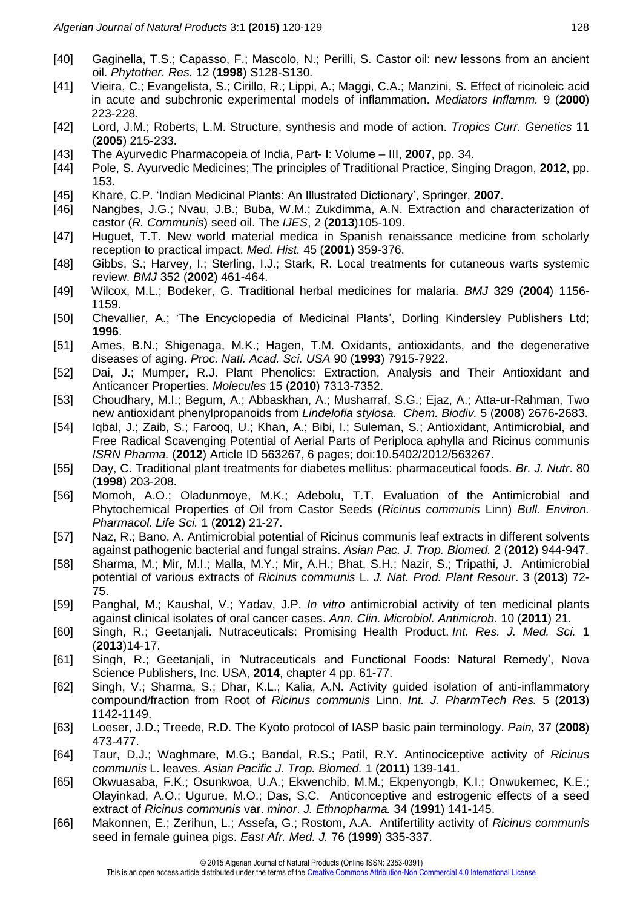[40] Gaginella, T.S.; Capasso, F.; Mascolo, N.; Perilli, S. Castor oil: new lessons from an ancient oil. *Phytother. Res.* 12 (**1998**) S128-S130.

[41] Vieira, C.; Evangelista, S.; Cirillo, R.; Lippi, A.; Maggi, C.A.; Manzini, S. Effect of ricinoleic acid in acute and subchronic experimental models of inflammation. *Mediators Inflamm.* 9 (**2000**) 223-228.

[42] Lord, J.M.; Roberts, L.M. Structure, synthesis and mode of action. *Tropics Curr. Genetics* 11 (**2005**) 215-233.

[43] The Ayurvedic Pharmacopeia of India, Part- I: Volume – III, **2007**, pp. 34.

[44] Pole, S. Ayurvedic Medicines; The principles of Traditional Practice, Singing Dragon, **2012**, pp. 153.

[45] Khare, C.P. 'Indian Medicinal Plants: An Illustrated Dictionary', Springer, **2007**.

[46] Nangbes, J.G.; Nvau, J.B.; Buba, W.M.; Zukdimma, A.N. Extraction and characterization of castor (*R. Communis*) seed oil. The *IJES*, 2 (**2013**)105-109.

[47] Huguet, T.T. New world material medica in Spanish renaissance medicine from scholarly reception to practical impact. *Med. Hist.* 45 (**2001**) 359-376.

[48] Gibbs, S.; Harvey, I.; Sterling, I.J.; Stark, R. Local treatments for cutaneous warts systemic review. *BMJ* 352 (**2002**) 461-464.

[49] Wilcox, M.L.; Bodeker, G. Traditional herbal medicines for malaria. *BMJ* 329 (**2004**) 1156-1159.

[50] Chevallier, A.; 'The Encyclopedia of Medicinal Plants', Dorling Kindersley Publishers Ltd; **1996**.

[51] Ames, B.N.; Shigenaga, M.K.; Hagen, T.M. Oxidants, antioxidants, and the degenerative diseases of aging. *Proc. Natl. Acad. Sci. USA* 90 (**1993**) 7915-7922.

[52] Dai, J.; Mumper, R.J. Plant Phenolics: Extraction, Analysis and Their Antioxidant and Anticancer Properties. *Molecules* 15 (**2010**) 7313-7352.

[53] Choudhary, M.I.; Begum, A.; Abbaskhan, A.; Musharraf, S.G.; Ejaz, A.; Atta-ur-Rahman, Two new antioxidant phenylpropanoids from *Lindelofia stylosa. Chem. Biodiv.* 5 (**2008**) 2676-2683.

[54] Iqbal, J.; Zaib, S.; Farooq, U.; Khan, A.; Bibi, I.; Suleman, S.; Antioxidant, Antimicrobial, and Free Radical Scavenging Potential of Aerial Parts of Periploca aphylla and Ricinus communis *ISRN Pharma.* (**2012**) Article ID 563267, 6 pages; doi:10.5402/2012/563267.

[55] Day, C. Traditional plant treatments for diabetes mellitus: pharmaceutical foods. *Br. J. Nutr*. 80 (**1998**) 203-208.

[56] Momoh, A.O.; Oladunmoye, M.K.; Adebolu, T.T. Evaluation of the Antimicrobial and Phytochemical Properties of Oil from Castor Seeds (*Ricinus communis* Linn) *Bull. Environ. Pharmacol. Life Sci.* 1 (**2012**) 21-27.

[57] Naz, R.; Bano, A. Antimicrobial potential of Ricinus communis leaf extracts in different solvents against pathogenic bacterial and fungal strains. *Asian Pac. J. Trop. Biomed.* 2 (**2012**) 944-947.

[58] Sharma, M.; Mir, M.I.; Malla, M.Y.; Mir, A.H.; Bhat, S.H.; Nazir, S.; Tripathi, J. Antimicrobial potential of various extracts of *Ricinus communis* L. *J. Nat. Prod. Plant Resour*. 3 (**2013**) 72-75.

[59] Panghal, M.; Kaushal, V.; Yadav, J.P. *In vitro* antimicrobial activity of ten medicinal plants against clinical isolates of oral cancer cases. *Ann. Clin. Microbiol. Antimicrob.* 10 (**2011**) 21.

[60] Singh**,** R.; Geetanjali. Nutraceuticals: Promising Health Product. *Int. Res. J. Med. Sci.* 1 (**2013**)14-17.

[61] Singh, R.; Geetanjali, in 'Nutraceuticals and Functional Foods: Natural Remedy', Nova Science Publishers, Inc. USA, **2014**, chapter 4 pp. 61-77.

[62] Singh, V.; Sharma, S.; Dhar, K.L.; Kalia, A.N. Activity guided isolation of anti-inflammatory compound/fraction from Root of *Ricinus communis* Linn. *Int. J. PharmTech Res.* 5 (**2013**) 1142-1149.

[63] Loeser, J.D.; Treede, R.D. The Kyoto protocol of IASP basic pain terminology. *Pain,* 37 (**2008**) 473-477.

[64] Taur, D.J.; Waghmare, M.G.; Bandal, R.S.; Patil, R.Y. Antinociceptive activity of *Ricinus communis* L. leaves. *Asian Pacific J. Trop. Biomed.* 1 (**2011**) 139-141.

[65] Okwuasaba, F.K.; Osunkwoa, U.A.; Ekwenchib, M.M.; Ekpenyongb, K.I.; Onwukemec, K.E.; Olayinkad, A.O.; Ugurue, M.O.; Das, S.C. Anticonceptive and estrogenic effects of a seed extract of *Ricinus communis* var. *minor*. *J. Ethnopharma.* 34 (**1991**) 141-145.

[66] Makonnen, E.; Zerihun, L.; Assefa, G.; Rostom, A.A. Antifertility activity of *Ricinus communis* seed in female guinea pigs. *East Afr. Med. J.* 76 (**1999**) 335-337.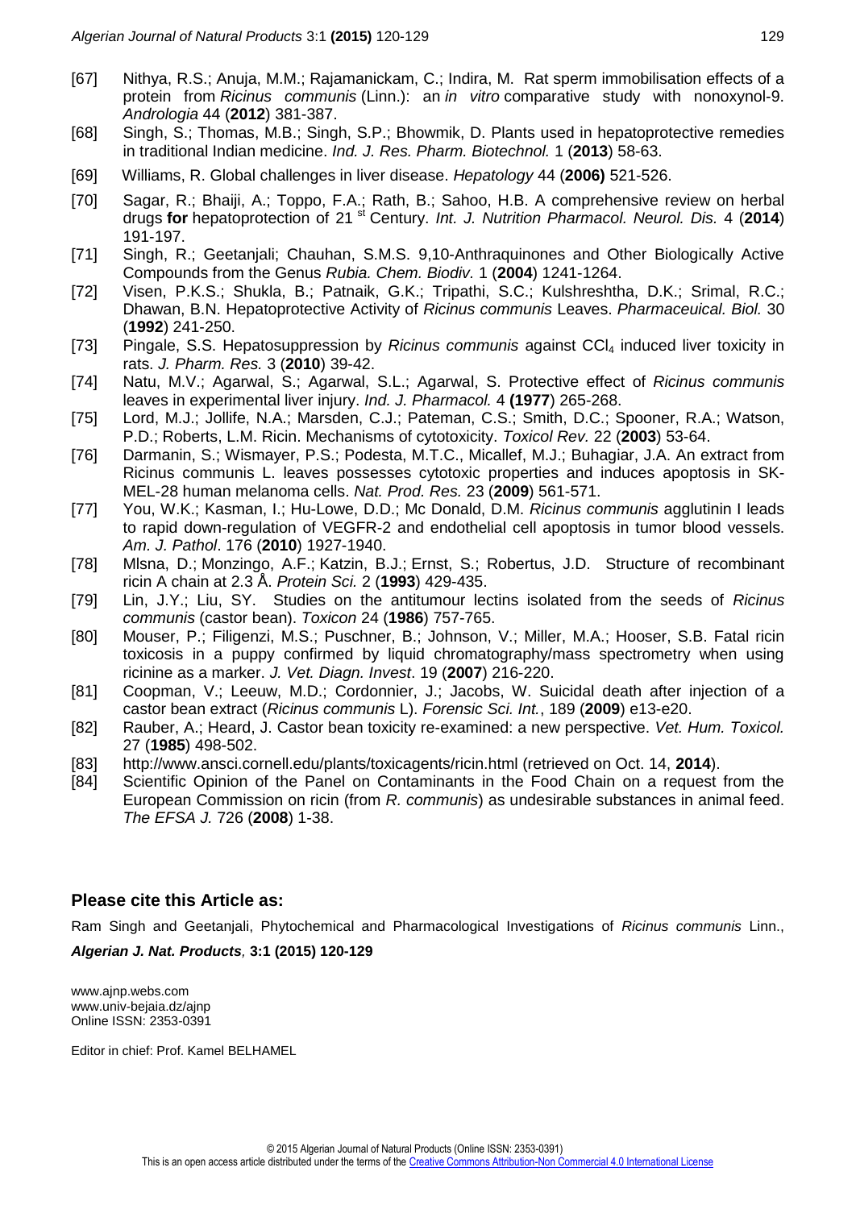[67] Nithya, R.S.; Anuja, M.M.; Rajamanickam, C.; Indira, M. Rat sperm immobilisation effects of a protein from *Ricinus communis* (Linn.): an *in vitro* comparative study with nonoxynol-9. *Andrologia* 44 (**2012**) 381-387.

[68] Singh, S.; Thomas, M.B.; Singh, S.P.; Bhowmik, D. Plants used in hepatoprotective remedies in traditional Indian medicine. *Ind. J. Res. Pharm. Biotechnol.* 1 (**2013**) 58-63.

[69] Williams, R. Global challenges in liver disease. *Hepatology* 44 (**2006)** 521-526.

[70] Sagar, R.; Bhaiji, A.; Toppo, F.A.; Rath, B.; Sahoo, H.B. A comprehensive review on herbal drugs **for** hepatoprotection of 21 st Century. *Int. J. Nutrition Pharmacol. Neurol. Dis.* 4 (**2014**) 191-197.

[71] Singh, R.; Geetanjali; Chauhan, S.M.S. 9,10-Anthraquinones and Other Biologically Active Compounds from the Genus *Rubia. Chem. Biodiv.* 1 (**2004**) 1241-1264.

[72] Visen, P.K.S.; Shukla, B.; Patnaik, G.K.; Tripathi, S.C.; Kulshreshtha, D.K.; Srimal, R.C.; Dhawan, B.N. Hepatoprotective Activity of *Ricinus communis* Leaves. *Pharmaceuical. Biol.* 30 (**1992**) 241-250.

[73] Pingale, S.S. Hepatosuppression by *Ricinus communis* against $CCl_4$ induced liver toxicity in rats. *J. Pharm. Res.* 3 (**2010**) 39-42.

[74] Natu, M.V.; Agarwal, S.; Agarwal, S.L.; Agarwal, S. Protective effect of *Ricinus communis* leaves in experimental liver injury. *Ind. J. Pharmacol.* 4 **(1977**) 265-268.

[75] Lord, M.J.; Jollife, N.A.; Marsden, C.J.; Pateman, C.S.; Smith, D.C.; Spooner, R.A.; Watson, P.D.; Roberts, L.M. Ricin. Mechanisms of cytotoxicity. *Toxicol Rev.* 22 (**2003**) 53-64.

[76] Darmanin, S.; Wismayer, P.S.; Podesta, M.T.C., Micallef, M.J.; Buhagiar, J.A. An extract from Ricinus communis L. leaves possesses cytotoxic properties and induces apoptosis in SK-MEL-28 human melanoma cells. *Nat. Prod. Res.* 23 (**2009**) 561-571.

[77] You, W.K.; Kasman, I.; Hu-Lowe, D.D.; Mc Donald, D.M. *Ricinus communis* agglutinin I leads to rapid down-regulation of VEGFR-2 and endothelial cell apoptosis in tumor blood vessels. *Am. J. Pathol*. 176 (**2010**) 1927-1940.

[78] Mlsna, D.; Monzingo, A.F.; Katzin, B.J.; Ernst, S.; Robertus, J.D. Structure of recombinant ricin A chain at 2.3 Å. *Protein Sci.* 2 (**1993**) 429-435.

[79] Lin, J.Y.; Liu, SY. Studies on the antitumour lectins isolated from the seeds of *Ricinus communis* (castor bean). *Toxicon* 24 (**1986**) 757-765.

[80] Mouser, P.; Filigenzi, M.S.; Puschner, B.; Johnson, V.; Miller, M.A.; Hooser, S.B. Fatal ricin toxicosis in a puppy confirmed by liquid chromatography/mass spectrometry when using ricinine as a marker. *J. Vet. Diagn. Invest*. 19 (**2007**) 216-220.

[81] Coopman, V.; Leeuw, M.D.; Cordonnier, J.; Jacobs, W. Suicidal death after injection of a castor bean extract (*Ricinus communis* L). *Forensic Sci. Int.*, 189 (**2009**) e13-e20.

[82] Rauber, A.; Heard, J. Castor bean toxicity re-examined: a new perspective. *Vet. Hum. Toxicol.* 27 (**1985**) 498-502.

[83] http://www.ansci.cornell.edu/plants/toxicagents/ricin.html (retrieved on Oct. 14, **2014**).

[84] Scientific Opinion of the Panel on Contaminants in the Food Chain on a request from the European Commission on ricin (from *R. communis*) as undesirable substances in animal feed. *The EFSA J.* 726 (**2008**) 1-38.

## Please cite this Article as:

Ram Singh and Geetanjali, Phytochemical and Pharmacological Investigations of *Ricinus communis* Linn., ***Algerian J. Nat. Products*, 3:1 (2015) 120-129**

www.ajnp.webs.com
www.univ-bejaia.dz/ajnp
Online ISSN: 2353-0391

Editor in chief: Prof. Kamel BELHAMEL

© 2015 Algerian Journal of Natural Products (Online ISSN: 2353-0391)
This is an open access article distributed under the terms of the Creative Commons Attribution-Non Commercial 4.0 International License